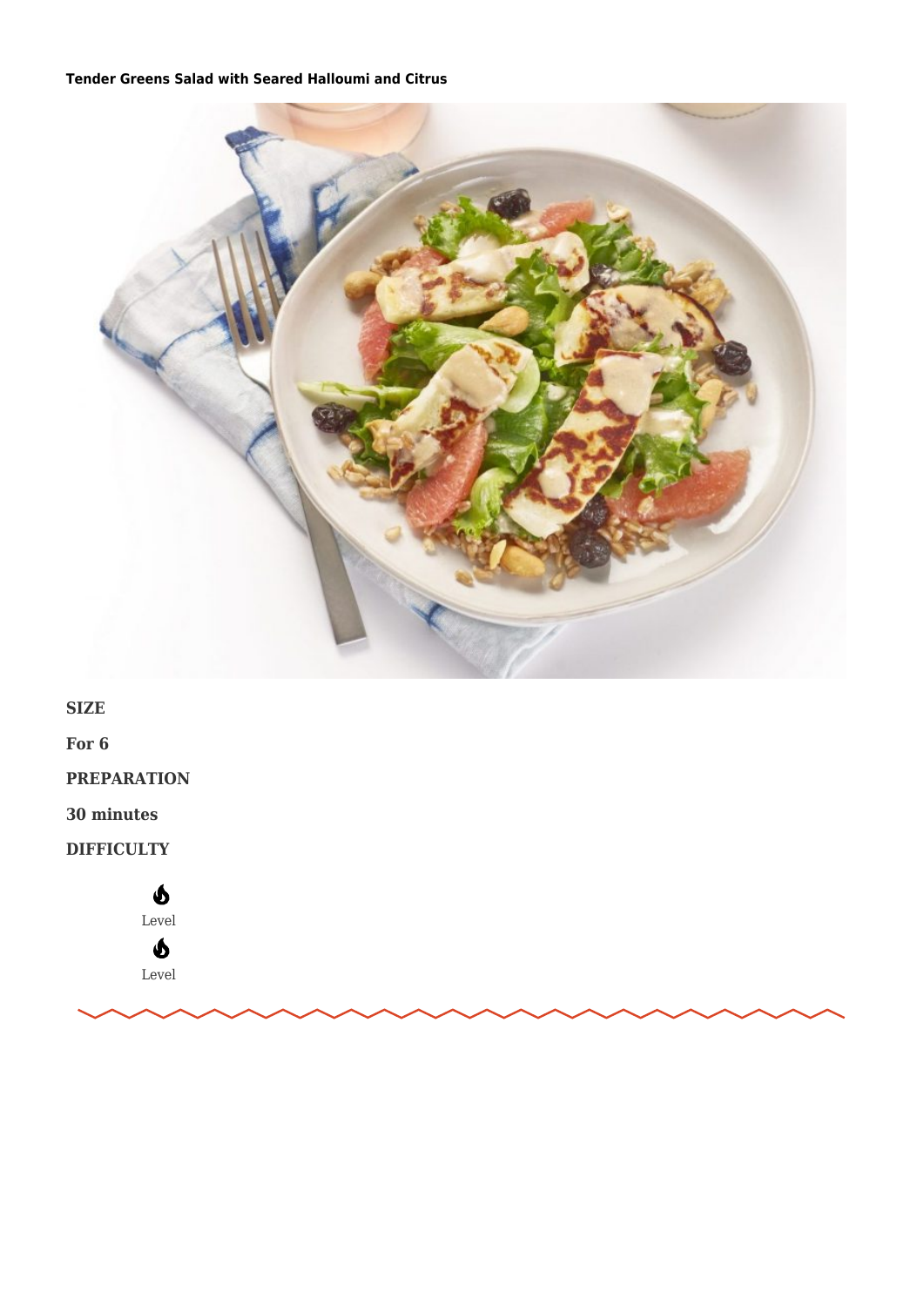**Tender Greens Salad with Seared Halloumi and Citrus**

**SIZE**

**For 6**

**PREPARATION**

**30 minutes**

**DIFFICULTY**

Level

Level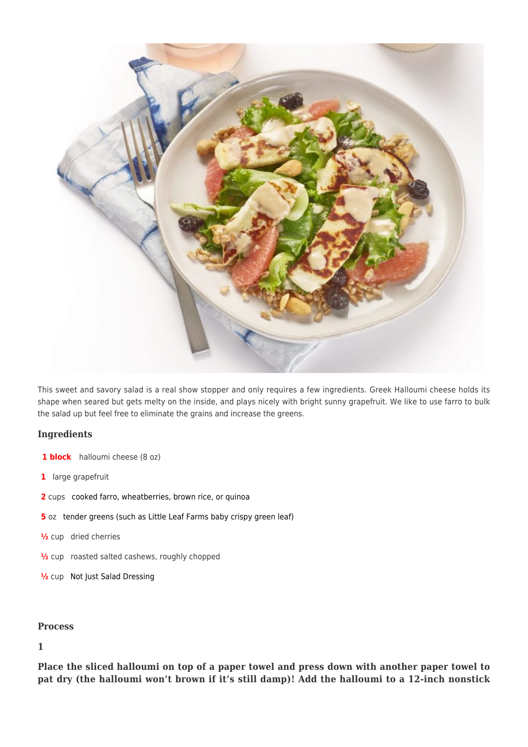This sweet and savory salad is a real show stopper and only requires a few ingredients. Greek Halloumi cheese holds its shape when seared but gets melty on the inside, and plays nicely with bright sunny grapefruit. We like to use farro to bulk the salad up but feel free to eliminate the grains and increase the greens.

### Ingredients

- **1 block** halloumi cheese (8 oz)
- **1** large grapefruit
- **2** cups cooked farro, wheatberries, brown rice, or quinoa
- **5** oz tender greens (such as Little Leaf Farms baby crispy green leaf)
- **½** cup dried cherries
- **½** cup roasted salted cashews, roughly chopped
- **½** cup Not Just Salad Dressing

### Process

**1**

**Place the sliced halloumi on top of a paper towel and press down with another paper towel to pat dry (the halloumi won't brown if it's still damp)! Add the halloumi to a 12-inch nonstick**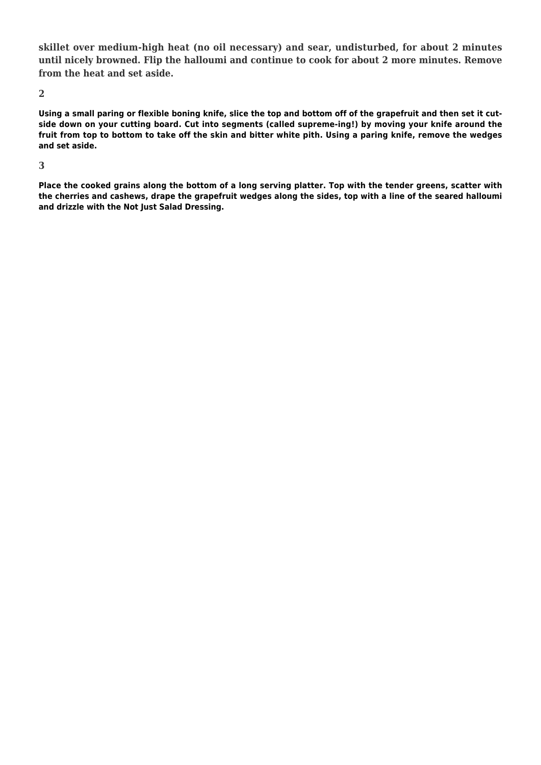**skillet over medium-high heat (no oil necessary) and sear, undisturbed, for about 2 minutes until nicely browned. Flip the halloumi and continue to cook for about 2 more minutes. Remove from the heat and set aside.**

**2**

**Using a small paring or flexible boning knife, slice the top and bottom off of the grapefruit and then set it cut-side down on your cutting board. Cut into segments (called supreme-ing!) by moving your knife around the fruit from top to bottom to take off the skin and bitter white pith. Using a paring knife, remove the wedges and set aside.**

**3**

**Place the cooked grains along the bottom of a long serving platter. Top with the tender greens, scatter with the cherries and cashews, drape the grapefruit wedges along the sides, top with a line of the seared halloumi and drizzle with the Not Just Salad Dressing.**